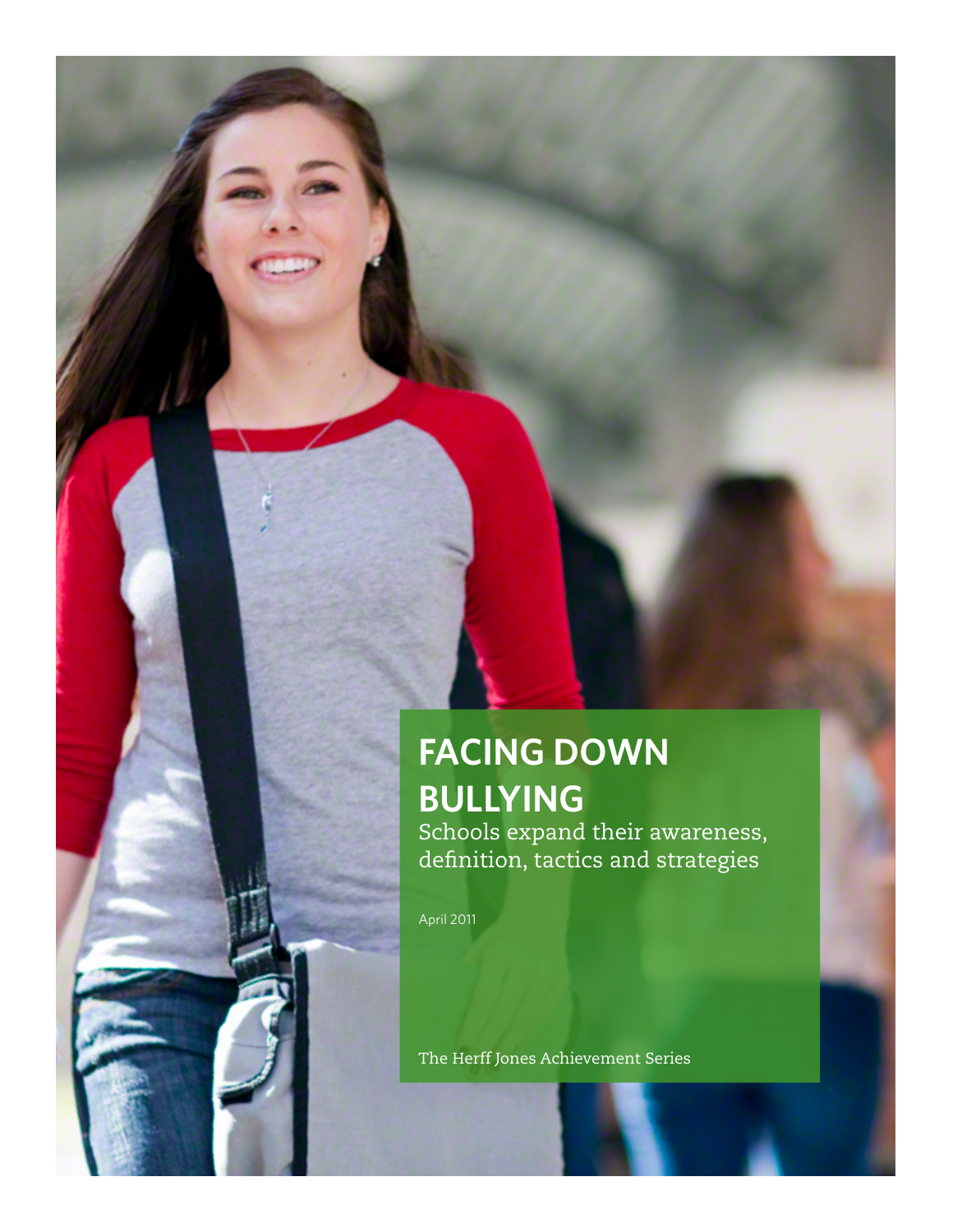# FACING DOWN BULLYING

Schools expand their awareness, definition, tactics and strategies

April 2011

The Herff Jones Achievement Series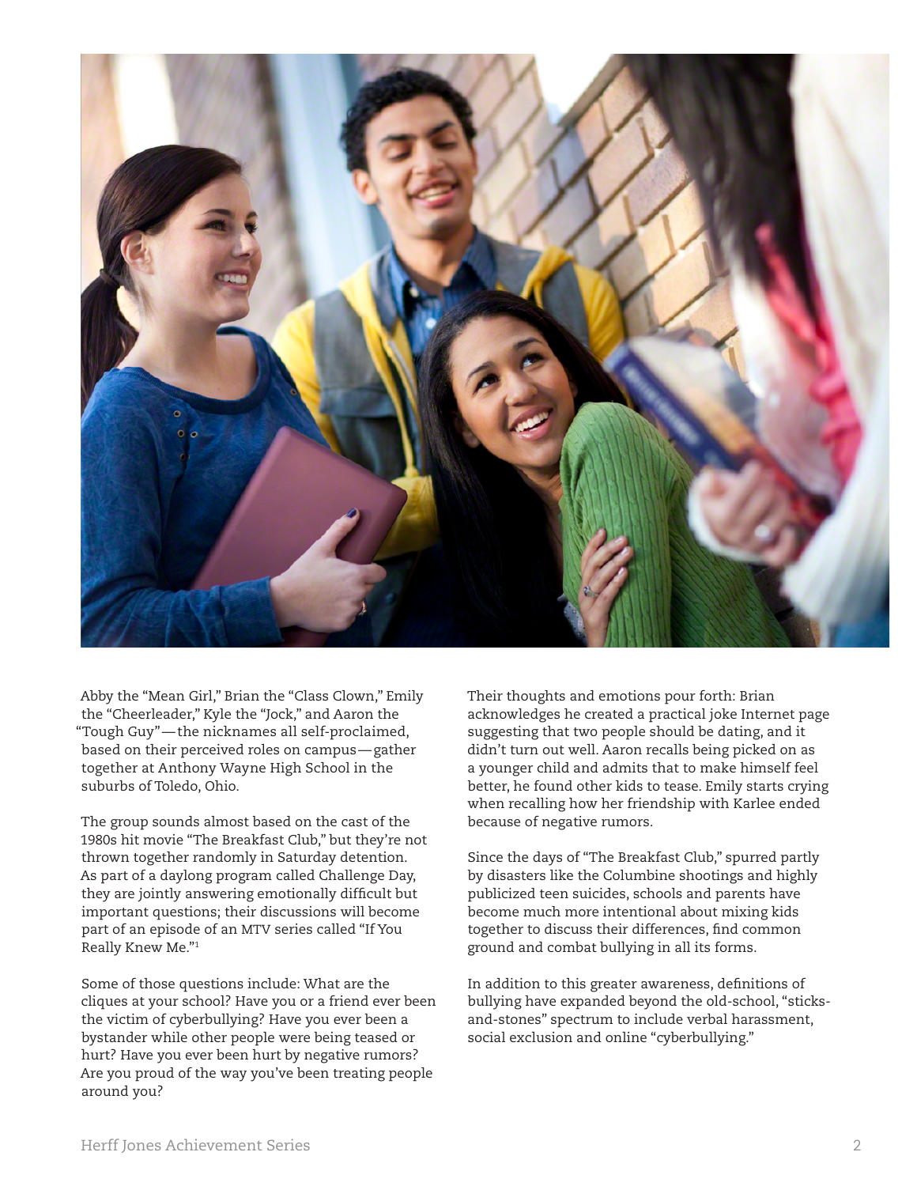Abby the "Mean Girl," Brian the "Class Clown," Emily the "Cheerleader," Kyle the "Jock," and Aaron the "Tough Guy"—the nicknames all self-proclaimed, based on their perceived roles on campus—gather together at Anthony Wayne High School in the suburbs of Toledo, Ohio.

The group sounds almost based on the cast of the 1980s hit movie "The Breakfast Club," but they're not thrown together randomly in Saturday detention. As part of a daylong program called Challenge Day, they are jointly answering emotionally difficult but important questions; their discussions will become part of an episode of an MTV series called "If You Really Knew Me."[1]

Some of those questions include: What are the cliques at your school? Have you or a friend ever been the victim of cyberbullying? Have you ever been a bystander while other people were being teased or hurt? Have you ever been hurt by negative rumors? Are you proud of the way you've been treating people around you?

Their thoughts and emotions pour forth: Brian acknowledges he created a practical joke Internet page suggesting that two people should be dating, and it didn't turn out well. Aaron recalls being picked on as a younger child and admits that to make himself feel better, he found other kids to tease. Emily starts crying when recalling how her friendship with Karlee ended because of negative rumors.

Since the days of "The Breakfast Club," spurred partly by disasters like the Columbine shootings and highly publicized teen suicides, schools and parents have become much more intentional about mixing kids together to discuss their differences, find common ground and combat bullying in all its forms.

In addition to this greater awareness, definitions of bullying have expanded beyond the old-school, "sticks-and-stones" spectrum to include verbal harassment, social exclusion and online "cyberbullying."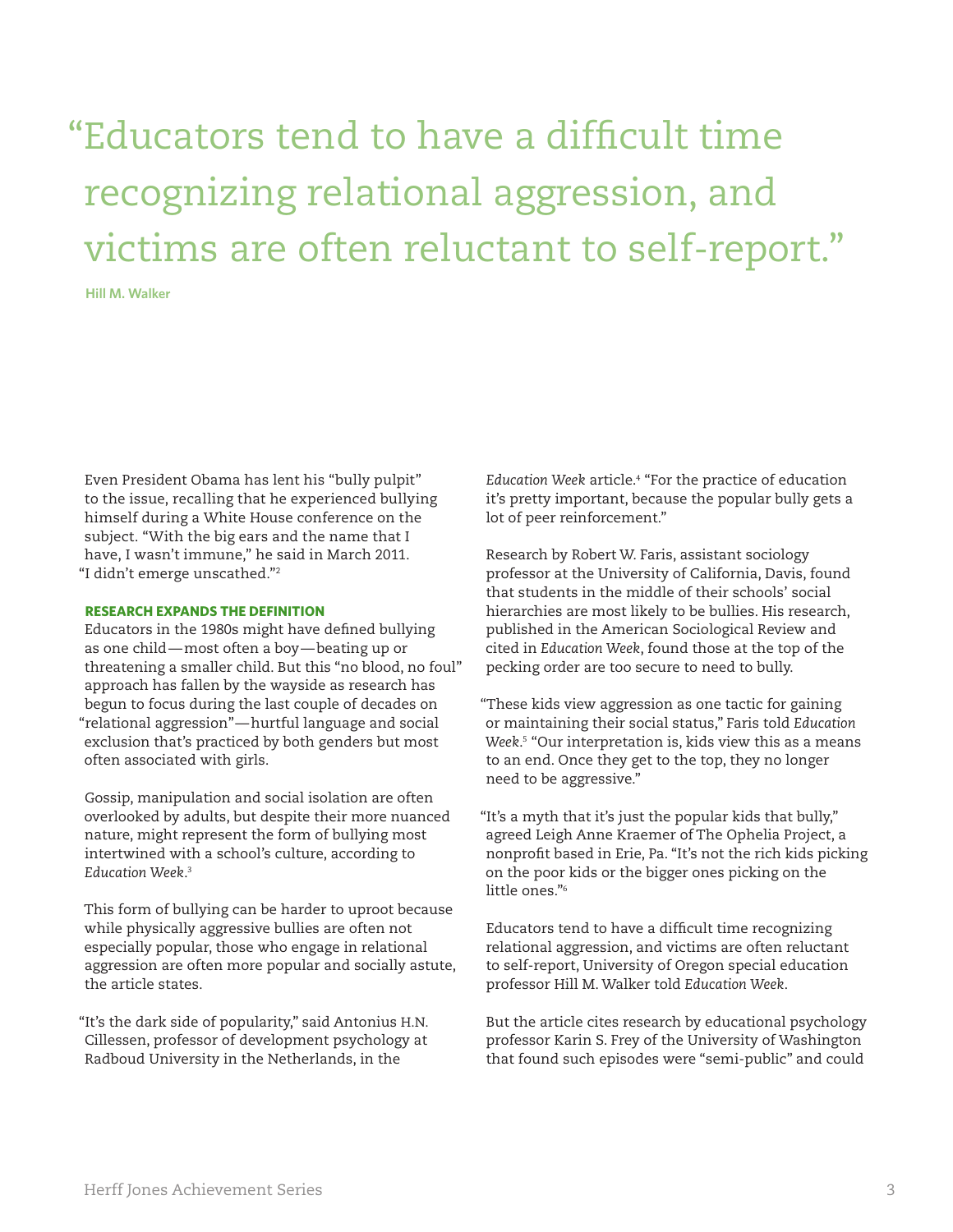> "Educators tend to have a difficult time recognizing relational aggression, and victims are often reluctant to self-report."
>
> **Hill M. Walker**

Even President Obama has lent his "bully pulpit" to the issue, recalling that he experienced bullying himself during a White House conference on the subject. "With the big ears and the name that I have, I wasn't immune," he said in March 2011. "I didn't emerge unscathed."[2]

### RESEARCH EXPANDS THE DEFINITION

Educators in the 1980s might have defined bullying as one child—most often a boy—beating up or threatening a smaller child. But this "no blood, no foul" approach has fallen by the wayside as research has begun to focus during the last couple of decades on "relational aggression"—hurtful language and social exclusion that's practiced by both genders but most often associated with girls.

Gossip, manipulation and social isolation are often overlooked by adults, but despite their more nuanced nature, might represent the form of bullying most intertwined with a school's culture, according to *Education Week*.[3]

This form of bullying can be harder to uproot because while physically aggressive bullies are often not especially popular, those who engage in relational aggression are often more popular and socially astute, the article states.

"It's the dark side of popularity," said Antonius H.N. Cillessen, professor of development psychology at Radboud University in the Netherlands, in the *Education Week* article.[4] "For the practice of education it's pretty important, because the popular bully gets a lot of peer reinforcement."

Research by Robert W. Faris, assistant sociology professor at the University of California, Davis, found that students in the middle of their schools' social hierarchies are most likely to be bullies. His research, published in the American Sociological Review and cited in *Education Week*, found those at the top of the pecking order are too secure to need to bully.

"These kids view aggression as one tactic for gaining or maintaining their social status," Faris told *Education Week*.[5] "Our interpretation is, kids view this as a means to an end. Once they get to the top, they no longer need to be aggressive."

"It's a myth that it's just the popular kids that bully," agreed Leigh Anne Kraemer of The Ophelia Project, a nonprofit based in Erie, Pa. "It's not the rich kids picking on the poor kids or the bigger ones picking on the little ones."[6]

Educators tend to have a difficult time recognizing relational aggression, and victims are often reluctant to self-report, University of Oregon special education professor Hill M. Walker told *Education Week*.

But the article cites research by educational psychology professor Karin S. Frey of the University of Washington that found such episodes were "semi-public" and could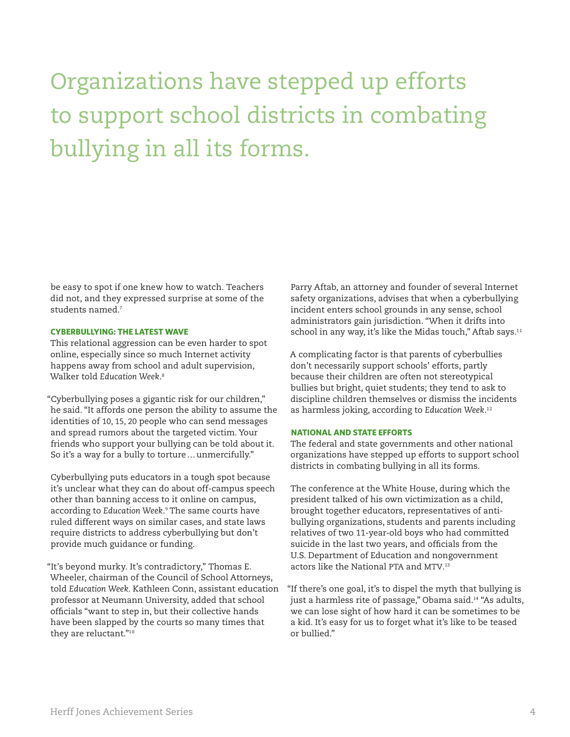> Organizations have stepped up efforts to support school districts in combating bullying in all its forms.

be easy to spot if one knew how to watch. Teachers did not, and they expressed surprise at some of the students named.[7]

### CYBERBULLYING: THE LATEST WAVE

This relational aggression can be even harder to spot online, especially since so much Internet activity happens away from school and adult supervision, Walker told *Education Week*.[8]

"Cyberbullying poses a gigantic risk for our children," he said. "It affords one person the ability to assume the identities of 10, 15, 20 people who can send messages and spread rumors about the targeted victim. Your friends who support your bullying can be told about it. So it's a way for a bully to torture … unmercifully."

Cyberbullying puts educators in a tough spot because it's unclear what they can do about off-campus speech other than banning access to it online on campus, according to *Education Week*.[9] The same courts have ruled different ways on similar cases, and state laws require districts to address cyberbullying but don't provide much guidance or funding.

"It's beyond murky. It's contradictory," Thomas E. Wheeler, chairman of the Council of School Attorneys, told *Education Week*. Kathleen Conn, assistant education professor at Neumann University, added that school officials "want to step in, but their collective hands have been slapped by the courts so many times that they are reluctant."[10]

Parry Aftab, an attorney and founder of several Internet safety organizations, advises that when a cyberbullying incident enters school grounds in any sense, school administrators gain jurisdiction. "When it drifts into school in any way, it's like the Midas touch," Aftab says.[11]

A complicating factor is that parents of cyberbullies don't necessarily support schools' efforts, partly because their children are often not stereotypical bullies but bright, quiet students; they tend to ask to discipline children themselves or dismiss the incidents as harmless joking, according to *Education Week*.[12]

### NATIONAL AND STATE EFFORTS

The federal and state governments and other national organizations have stepped up efforts to support school districts in combating bullying in all its forms.

The conference at the White House, during which the president talked of his own victimization as a child, brought together educators, representatives of anti-bullying organizations, students and parents including relatives of two 11-year-old boys who had committed suicide in the last two years, and officials from the U.S. Department of Education and nongovernment actors like the National PTA and MTV.[13]

"If there's one goal, it's to dispel the myth that bullying is just a harmless rite of passage," Obama said.[14] "As adults, we can lose sight of how hard it can be sometimes to be a kid. It's easy for us to forget what it's like to be teased or bullied."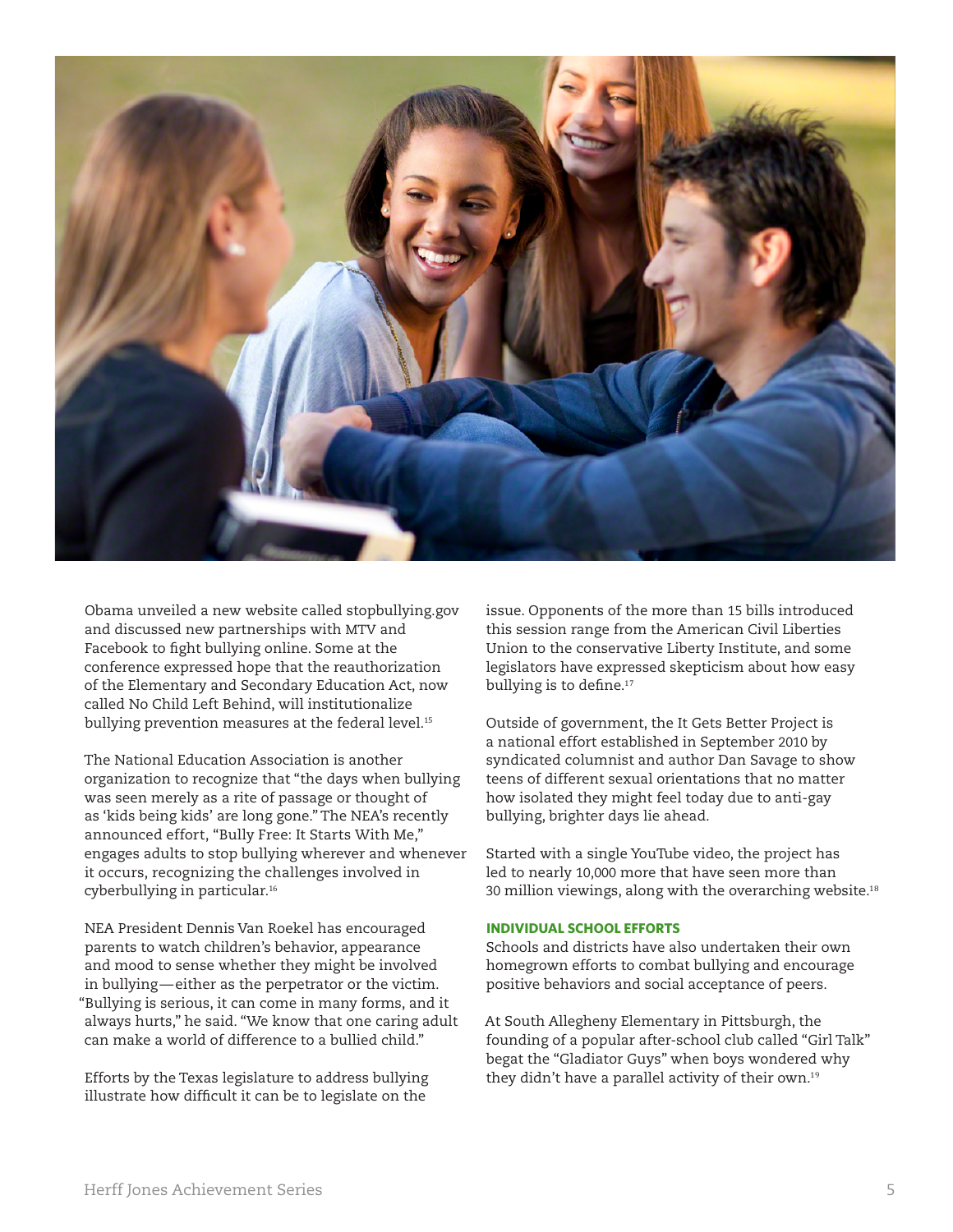Obama unveiled a new website called stopbullying.gov and discussed new partnerships with MTV and Facebook to fight bullying online. Some at the conference expressed hope that the reauthorization of the Elementary and Secondary Education Act, now called No Child Left Behind, will institutionalize bullying prevention measures at the federal level.[15]

The National Education Association is another organization to recognize that "the days when bullying was seen merely as a rite of passage or thought of as 'kids being kids' are long gone." The NEA's recently announced effort, "Bully Free: It Starts With Me," engages adults to stop bullying wherever and whenever it occurs, recognizing the challenges involved in cyberbullying in particular.[16]

NEA President Dennis Van Roekel has encouraged parents to watch children's behavior, appearance and mood to sense whether they might be involved in bullying—either as the perpetrator or the victim. "Bullying is serious, it can come in many forms, and it always hurts," he said. "We know that one caring adult can make a world of difference to a bullied child."

Efforts by the Texas legislature to address bullying illustrate how difficult it can be to legislate on the issue. Opponents of the more than 15 bills introduced this session range from the American Civil Liberties Union to the conservative Liberty Institute, and some legislators have expressed skepticism about how easy bullying is to define.[17]

Outside of government, the It Gets Better Project is a national effort established in September 2010 by syndicated columnist and author Dan Savage to show teens of different sexual orientations that no matter how isolated they might feel today due to anti-gay bullying, brighter days lie ahead.

Started with a single YouTube video, the project has led to nearly 10,000 more that have seen more than 30 million viewings, along with the overarching website.[18]

#### INDIVIDUAL SCHOOL EFFORTS

Schools and districts have also undertaken their own homegrown efforts to combat bullying and encourage positive behaviors and social acceptance of peers.

At South Allegheny Elementary in Pittsburgh, the founding of a popular after-school club called "Girl Talk" begat the "Gladiator Guys" when boys wondered why they didn't have a parallel activity of their own.[19]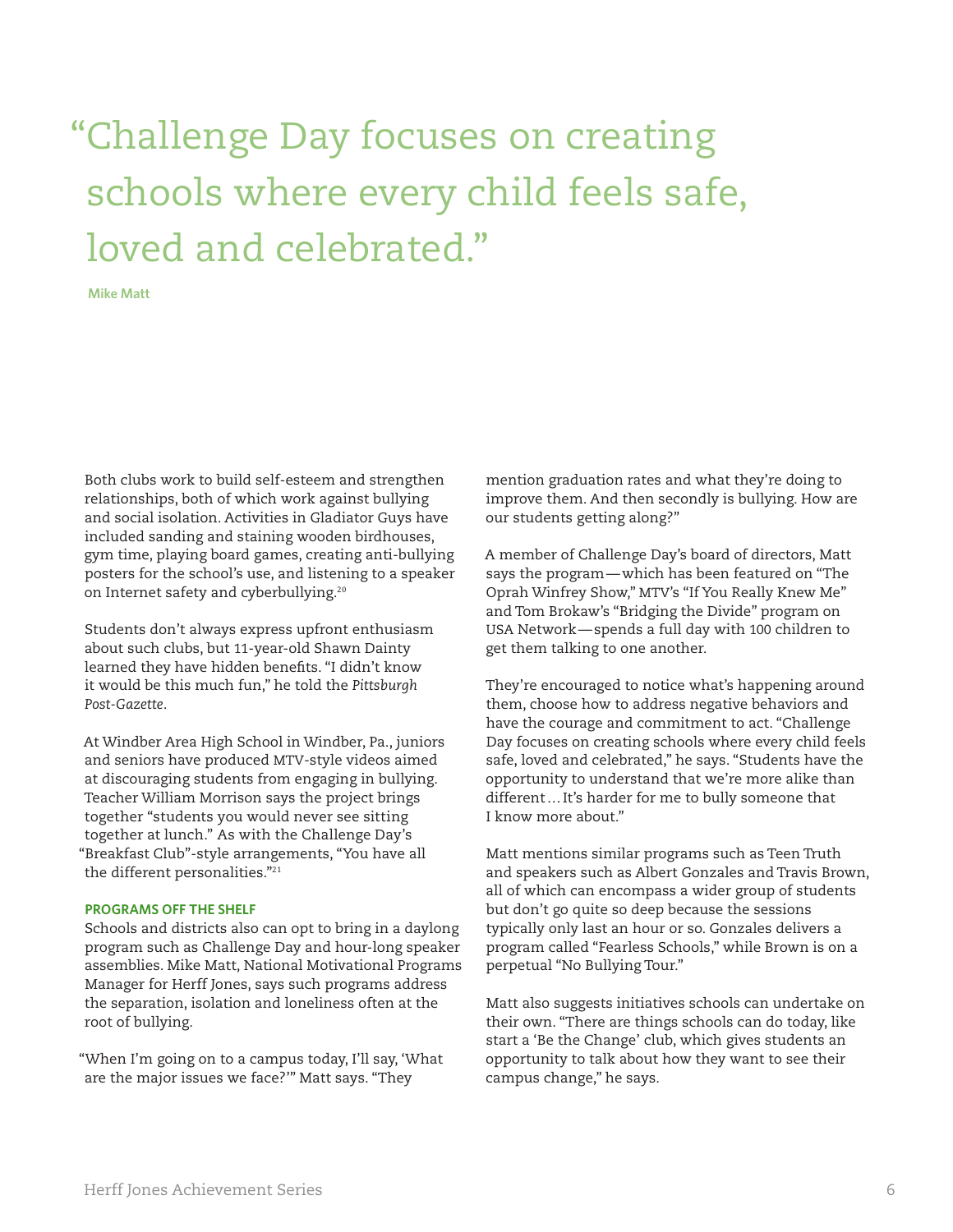> "Challenge Day focuses on creating schools where every child feels safe, loved and celebrated."
>
> **Mike Matt**

Both clubs work to build self-esteem and strengthen relationships, both of which work against bullying and social isolation. Activities in Gladiator Guys have included sanding and staining wooden birdhouses, gym time, playing board games, creating anti-bullying posters for the school's use, and listening to a speaker on Internet safety and cyberbullying.[20]

Students don't always express upfront enthusiasm about such clubs, but 11-year-old Shawn Dainty learned they have hidden benefits. "I didn't know it would be this much fun," he told the *Pittsburgh Post-Gazette*.

At Windber Area High School in Windber, Pa., juniors and seniors have produced MTV-style videos aimed at discouraging students from engaging in bullying. Teacher William Morrison says the project brings together "students you would never see sitting together at lunch." As with the Challenge Day's "Breakfast Club"-style arrangements, "You have all the different personalities."[21]

**PROGRAMS OFF THE SHELF**

Schools and districts also can opt to bring in a daylong program such as Challenge Day and hour-long speaker assemblies. Mike Matt, National Motivational Programs Manager for Herff Jones, says such programs address the separation, isolation and loneliness often at the root of bullying.

"When I'm going on to a campus today, I'll say, 'What are the major issues we face?'" Matt says. "They mention graduation rates and what they're doing to improve them. And then secondly is bullying. How are our students getting along?"

A member of Challenge Day's board of directors, Matt says the program—which has been featured on "The Oprah Winfrey Show," MTV's "If You Really Knew Me" and Tom Brokaw's "Bridging the Divide" program on USA Network—spends a full day with 100 children to get them talking to one another.

They're encouraged to notice what's happening around them, choose how to address negative behaviors and have the courage and commitment to act. "Challenge Day focuses on creating schools where every child feels safe, loved and celebrated," he says. "Students have the opportunity to understand that we're more alike than different… It's harder for me to bully someone that I know more about."

Matt mentions similar programs such as Teen Truth and speakers such as Albert Gonzales and Travis Brown, all of which can encompass a wider group of students but don't go quite so deep because the sessions typically only last an hour or so. Gonzales delivers a program called "Fearless Schools," while Brown is on a perpetual "No Bullying Tour."

Matt also suggests initiatives schools can undertake on their own. "There are things schools can do today, like start a 'Be the Change' club, which gives students an opportunity to talk about how they want to see their campus change," he says.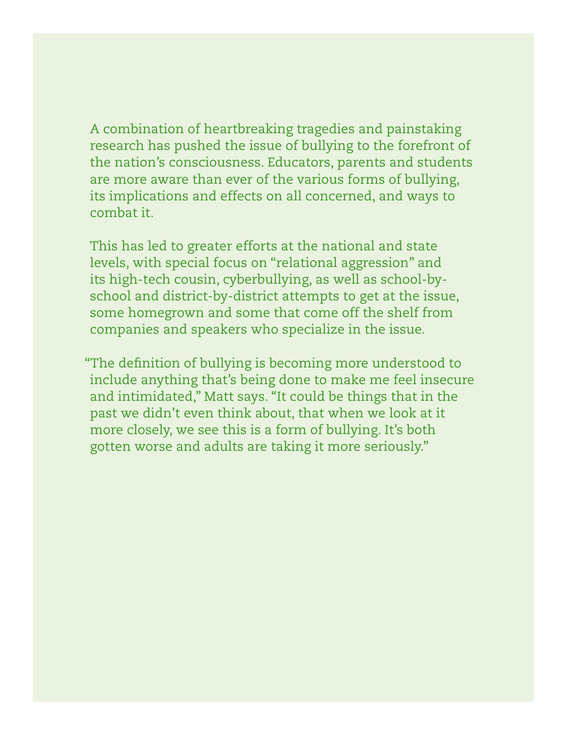A combination of heartbreaking tragedies and painstaking research has pushed the issue of bullying to the forefront of the nation's consciousness. Educators, parents and students are more aware than ever of the various forms of bullying, its implications and effects on all concerned, and ways to combat it.

This has led to greater efforts at the national and state levels, with special focus on "relational aggression" and its high-tech cousin, cyberbullying, as well as school-by-school and district-by-district attempts to get at the issue, some homegrown and some that come off the shelf from companies and speakers who specialize in the issue.

"The definition of bullying is becoming more understood to include anything that's being done to make me feel insecure and intimidated," Matt says. "It could be things that in the past we didn't even think about, that when we look at it more closely, we see this is a form of bullying. It's both gotten worse and adults are taking it more seriously."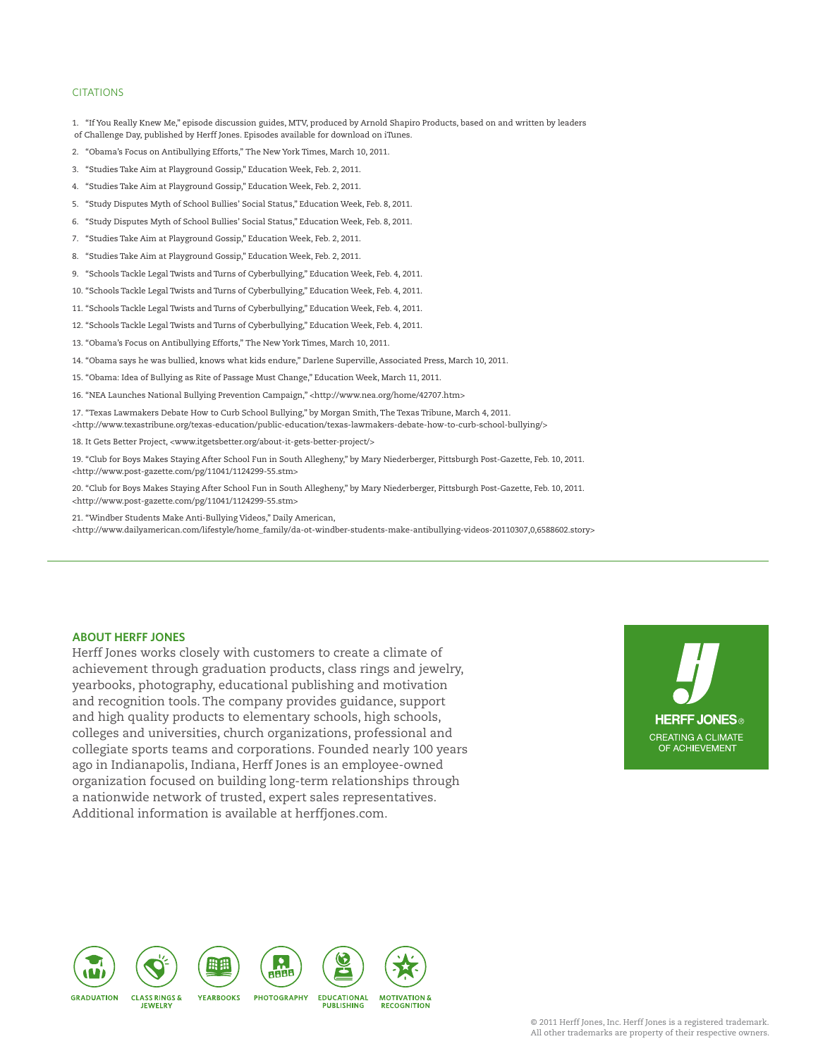## CITATIONS

1. "If You Really Knew Me," episode discussion guides, MTV, produced by Arnold Shapiro Products, based on and written by leaders of Challenge Day, published by Herff Jones. Episodes available for download on iTunes.
2. "Obama's Focus on Antibullying Efforts," The New York Times, March 10, 2011.
3. "Studies Take Aim at Playground Gossip," Education Week, Feb. 2, 2011.
4. "Studies Take Aim at Playground Gossip," Education Week, Feb. 2, 2011.
5. "Study Disputes Myth of School Bullies' Social Status," Education Week, Feb. 8, 2011.
6. "Study Disputes Myth of School Bullies' Social Status," Education Week, Feb. 8, 2011.
7. "Studies Take Aim at Playground Gossip," Education Week, Feb. 2, 2011.
8. "Studies Take Aim at Playground Gossip," Education Week, Feb. 2, 2011.
9. "Schools Tackle Legal Twists and Turns of Cyberbullying," Education Week, Feb. 4, 2011.
10. "Schools Tackle Legal Twists and Turns of Cyberbullying," Education Week, Feb. 4, 2011.
11. "Schools Tackle Legal Twists and Turns of Cyberbullying," Education Week, Feb. 4, 2011.
12. "Schools Tackle Legal Twists and Turns of Cyberbullying," Education Week, Feb. 4, 2011.
13. "Obama's Focus on Antibullying Efforts," The New York Times, March 10, 2011.
14. "Obama says he was bullied, knows what kids endure," Darlene Superville, Associated Press, March 10, 2011.
15. "Obama: Idea of Bullying as Rite of Passage Must Change," Education Week, March 11, 2011.
16. "NEA Launches National Bullying Prevention Campaign," <http://www.nea.org/home/42707.htm>
17. "Texas Lawmakers Debate How to Curb School Bullying," by Morgan Smith, The Texas Tribune, March 4, 2011. <http://www.texastribune.org/texas-education/public-education/texas-lawmakers-debate-how-to-curb-school-bullying/>
18. It Gets Better Project, <www.itgetsbetter.org/about-it-gets-better-project/>
19. "Club for Boys Makes Staying After School Fun in South Allegheny," by Mary Niederberger, Pittsburgh Post-Gazette, Feb. 10, 2011. <http://www.post-gazette.com/pg/11041/1124299-55.stm>
20. "Club for Boys Makes Staying After School Fun in South Allegheny," by Mary Niederberger, Pittsburgh Post-Gazette, Feb. 10, 2011. <http://www.post-gazette.com/pg/11041/1124299-55.stm>
21. "Windber Students Make Anti-Bullying Videos," Daily American, <http://www.dailyamerican.com/lifestyle/home_family/da-ot-windber-students-make-antibullying-videos-20110307,0,6588602.story>

---

### ABOUT HERFF JONES

Herff Jones works closely with customers to create a climate of achievement through graduation products, class rings and jewelry, yearbooks, photography, educational publishing and motivation and recognition tools. The company provides guidance, support and high quality products to elementary schools, high schools, colleges and universities, church organizations, professional and collegiate sports teams and corporations. Founded nearly 100 years ago in Indianapolis, Indiana, Herff Jones is an employee-owned organization focused on building long-term relationships through a nationwide network of trusted, expert sales representatives. Additional information is available at herffjones.com.

HERFF JONES®
CREATING A CLIMATE OF ACHIEVEMENT

GRADUATION | CLASS RINGS & JEWELRY | YEARBOOKS | PHOTOGRAPHY | EDUCATIONAL PUBLISHING | MOTIVATION & RECOGNITION

© 2011 Herff Jones, Inc. Herff Jones is a registered trademark. All other trademarks are property of their respective owners.